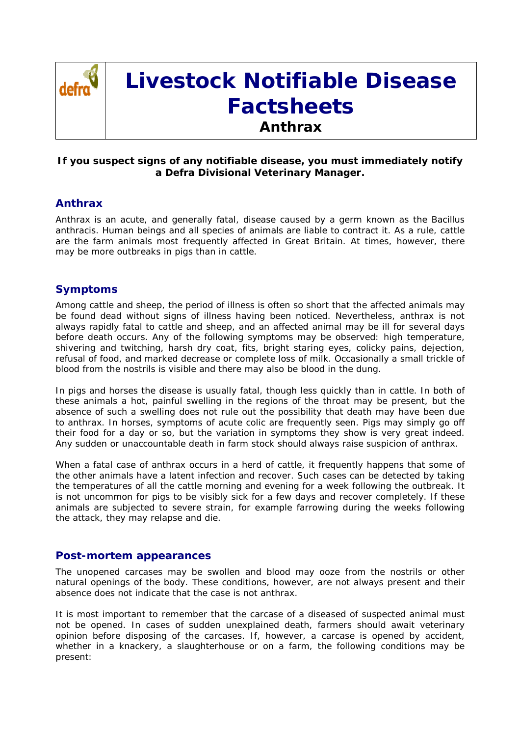# Livestock Notifiable Disease Factsheets

## Anthrax

**If you suspect signs of any notifiable disease, you must immediately notify a Defra Divisional Veterinary Manager.**

## Anthrax

Anthrax is an acute, and generally fatal, disease caused by a germ known as the Bacillus anthracis. Human beings and all species of animals are liable to contract it. As a rule, cattle are the farm animals most frequently affected in Great Britain. At times, however, there may be more outbreaks in pigs than in cattle.

## Symptoms

Among cattle and sheep, the period of illness is often so short that the affected animals may be found dead without signs of illness having been noticed. Nevertheless, anthrax is not always rapidly fatal to cattle and sheep, and an affected animal may be ill for several days before death occurs. Any of the following symptoms may be observed: high temperature, shivering and twitching, harsh dry coat, fits, bright staring eyes, colicky pains, dejection, refusal of food, and marked decrease or complete loss of milk. Occasionally a small trickle of blood from the nostrils is visible and there may also be blood in the dung.

In pigs and horses the disease is usually fatal, though less quickly than in cattle. In both of these animals a hot, painful swelling in the regions of the throat may be present, but the absence of such a swelling does not rule out the possibility that death may have been due to anthrax. In horses, symptoms of acute colic are frequently seen. Pigs may simply go off their food for a day or so, but the variation in symptoms they show is very great indeed. Any sudden or unaccountable death in farm stock should always raise suspicion of anthrax.

When a fatal case of anthrax occurs in a herd of cattle, it frequently happens that some of the other animals have a latent infection and recover. Such cases can be detected by taking the temperatures of all the cattle morning and evening for a week following the outbreak. It is not uncommon for pigs to be visibly sick for a few days and recover completely. If these animals are subjected to severe strain, for example farrowing during the weeks following the attack, they may relapse and die.

## Post-mortem appearances

The unopened carcases may be swollen and blood may ooze from the nostrils or other natural openings of the body. These conditions, however, are not always present and their absence does not indicate that the case is not anthrax.

It is most important to remember that the carcase of a diseased of suspected animal must not be opened. In cases of sudden unexplained death, farmers should await veterinary opinion before disposing of the carcases. If, however, a carcase is opened by accident, whether in a knackery, a slaughterhouse or on a farm, the following conditions may be present: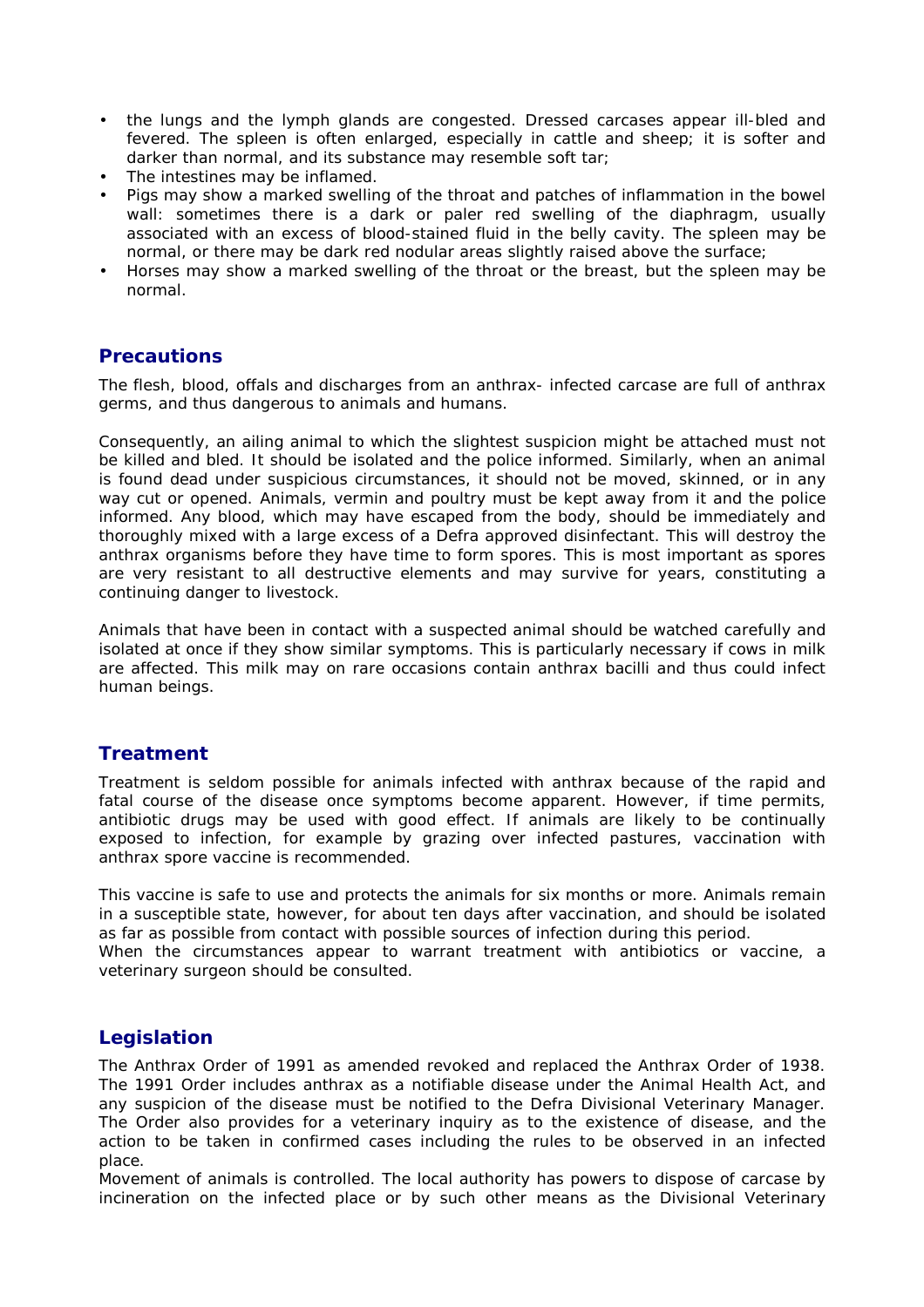- the lungs and the lymph glands are congested. Dressed carcases appear ill-bled and fevered. The spleen is often enlarged, especially in cattle and sheep; it is softer and darker than normal, and its substance may resemble soft tar;
- The intestines may be inflamed.
- Pigs may show a marked swelling of the throat and patches of inflammation in the bowel wall: sometimes there is a dark or paler red swelling of the diaphragm, usually associated with an excess of blood-stained fluid in the belly cavity. The spleen may be normal, or there may be dark red nodular areas slightly raised above the surface;
- Horses may show a marked swelling of the throat or the breast, but the spleen may be normal.

## Precautions

The flesh, blood, offals and discharges from an anthrax- infected carcase are full of anthrax germs, and thus dangerous to animals and humans.

Consequently, an ailing animal to which the slightest suspicion might be attached must not be killed and bled. It should be isolated and the police informed. Similarly, when an animal is found dead under suspicious circumstances, it should not be moved, skinned, or in any way cut or opened. Animals, vermin and poultry must be kept away from it and the police informed. Any blood, which may have escaped from the body, should be immediately and thoroughly mixed with a large excess of a Defra approved disinfectant. This will destroy the anthrax organisms before they have time to form spores. This is most important as spores are very resistant to all destructive elements and may survive for years, constituting a continuing danger to livestock.

Animals that have been in contact with a suspected animal should be watched carefully and isolated at once if they show similar symptoms. This is particularly necessary if cows in milk are affected. This milk may on rare occasions contain anthrax bacilli and thus could infect human beings.

## Treatment

Treatment is seldom possible for animals infected with anthrax because of the rapid and fatal course of the disease once symptoms become apparent. However, if time permits, antibiotic drugs may be used with good effect. If animals are likely to be continually exposed to infection, for example by grazing over infected pastures, vaccination with anthrax spore vaccine is recommended.

This vaccine is safe to use and protects the animals for six months or more. Animals remain in a susceptible state, however, for about ten days after vaccination, and should be isolated as far as possible from contact with possible sources of infection during this period.
When the circumstances appear to warrant treatment with antibiotics or vaccine, a veterinary surgeon should be consulted.

## Legislation

The Anthrax Order of 1991 as amended revoked and replaced the Anthrax Order of 1938. The 1991 Order includes anthrax as a notifiable disease under the Animal Health Act, and any suspicion of the disease must be notified to the Defra Divisional Veterinary Manager. The Order also provides for a veterinary inquiry as to the existence of disease, and the action to be taken in confirmed cases including the rules to be observed in an infected place.
Movement of animals is controlled. The local authority has powers to dispose of carcase by incineration on the infected place or by such other means as the Divisional Veterinary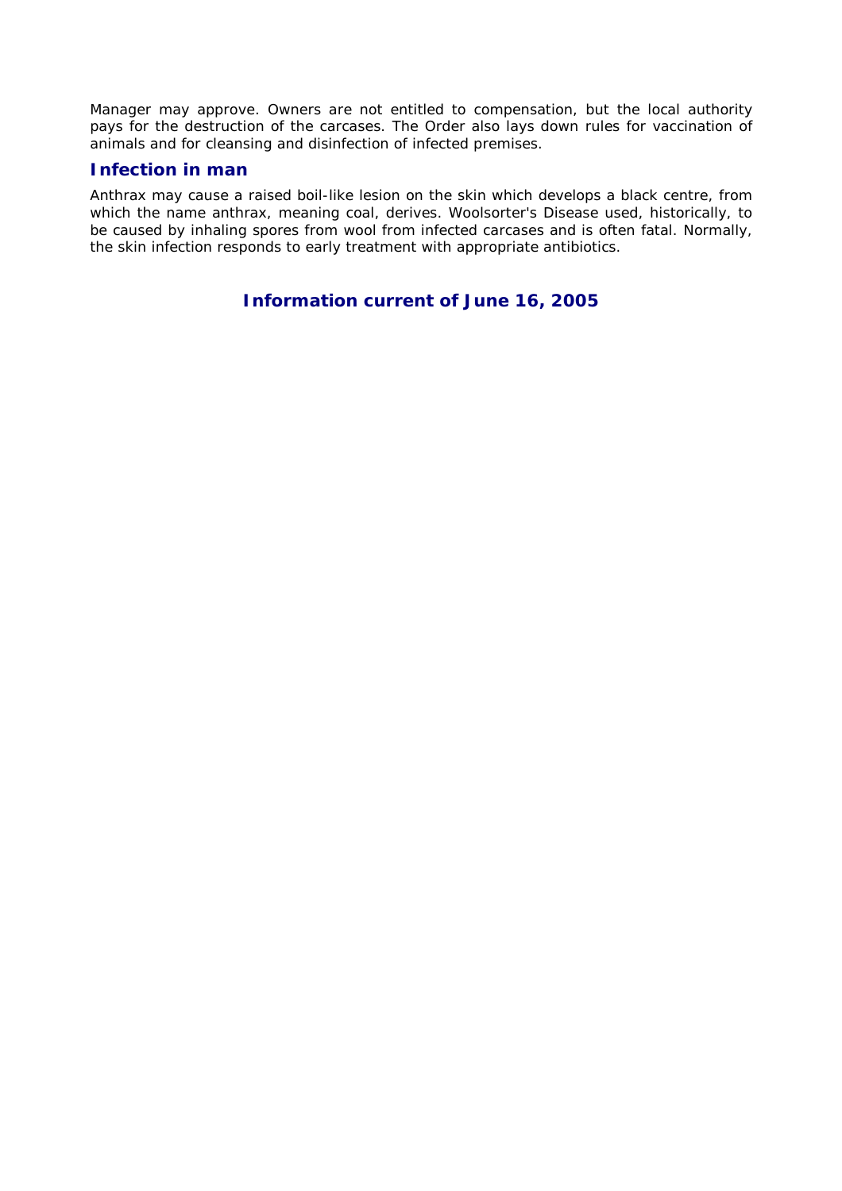Manager may approve. Owners are not entitled to compensation, but the local authority pays for the destruction of the carcases. The Order also lays down rules for vaccination of animals and for cleansing and disinfection of infected premises.

## Infection in man

Anthrax may cause a raised boil-like lesion on the skin which develops a black centre, from which the name anthrax, meaning coal, derives. Woolsorter's Disease used, historically, to be caused by inhaling spores from wool from infected carcases and is often fatal. Normally, the skin infection responds to early treatment with appropriate antibiotics.

**Information current of June 16, 2005**